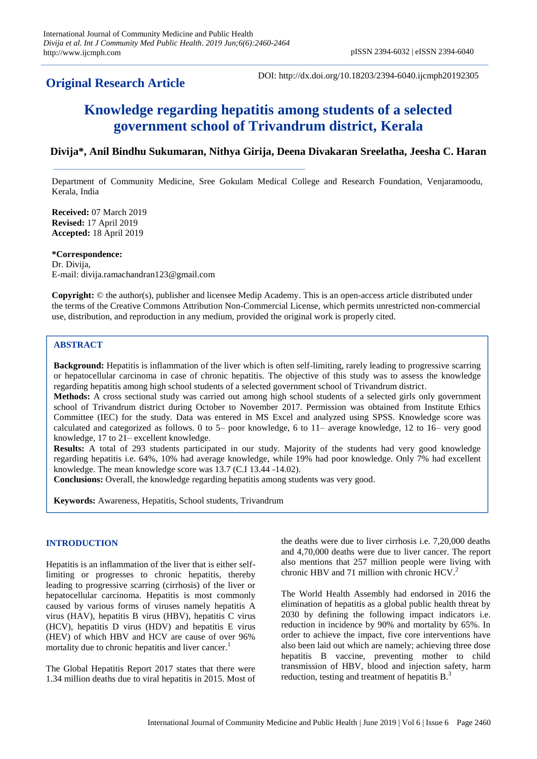**Original Research Article**

DOI: http://dx.doi.org/10.18203/2394-6040.ijcmph20192305

# Knowledge regarding hepatitis among students of a selected government school of Trivandrum district, Kerala

**Divija\*, Anil Bindhu Sukumaran, Nithya Girija, Deena Divakaran Sreelatha, Jeesha C. Haran**

Department of Community Medicine, Sree Gokulam Medical College and Research Foundation, Venjaramoodu, Kerala, India

**Received:** 07 March 2019
**Revised:** 17 April 2019
**Accepted:** 18 April 2019

**\*Correspondence:**
Dr. Divija,
E-mail: divija.ramachandran123@gmail.com

**Copyright:** © the author(s), publisher and licensee Medip Academy. This is an open-access article distributed under the terms of the Creative Commons Attribution Non-Commercial License, which permits unrestricted non-commercial use, distribution, and reproduction in any medium, provided the original work is properly cited.

## ABSTRACT

**Background:** Hepatitis is inflammation of the liver which is often self-limiting, rarely leading to progressive scarring or hepatocellular carcinoma in case of chronic hepatitis. The objective of this study was to assess the knowledge regarding hepatitis among high school students of a selected government school of Trivandrum district.

**Methods:** A cross sectional study was carried out among high school students of a selected girls only government school of Trivandrum district during October to November 2017. Permission was obtained from Institute Ethics Committee (IEC) for the study. Data was entered in MS Excel and analyzed using SPSS. Knowledge score was calculated and categorized as follows. 0 to 5– poor knowledge, 6 to 11– average knowledge, 12 to 16– very good knowledge, 17 to 21– excellent knowledge.

**Results:** A total of 293 students participated in our study. Majority of the students had very good knowledge regarding hepatitis i.e. 64%, 10% had average knowledge, while 19% had poor knowledge. Only 7% had excellent knowledge. The mean knowledge score was 13.7 (C.I 13.44 -14.02).

**Conclusions:** Overall, the knowledge regarding hepatitis among students was very good.

**Keywords:** Awareness, Hepatitis, School students, Trivandrum

## INTRODUCTION

Hepatitis is an inflammation of the liver that is either self-limiting or progresses to chronic hepatitis, thereby leading to progressive scarring (cirrhosis) of the liver or hepatocellular carcinoma. Hepatitis is most commonly caused by various forms of viruses namely hepatitis A virus (HAV), hepatitis B virus (HBV), hepatitis C virus (HCV), hepatitis D virus (HDV) and hepatitis E virus (HEV) of which HBV and HCV are cause of over 96% mortality due to chronic hepatitis and liver cancer.[1]

The Global Hepatitis Report 2017 states that there were 1.34 million deaths due to viral hepatitis in 2015. Most of the deaths were due to liver cirrhosis i.e. 7,20,000 deaths and 4,70,000 deaths were due to liver cancer. The report also mentions that 257 million people were living with chronic HBV and 71 million with chronic HCV.[2]

The World Health Assembly had endorsed in 2016 the elimination of hepatitis as a global public health threat by 2030 by defining the following impact indicators i.e. reduction in incidence by 90% and mortality by 65%. In order to achieve the impact, five core interventions have also been laid out which are namely; achieving three dose hepatitis B vaccine, preventing mother to child transmission of HBV, blood and injection safety, harm reduction, testing and treatment of hepatitis B.[3]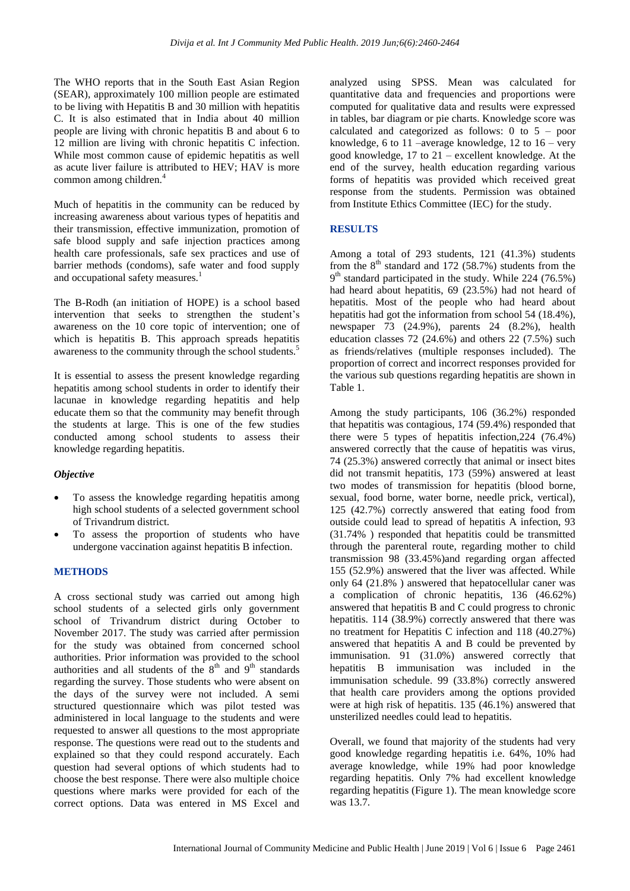The WHO reports that in the South East Asian Region (SEAR), approximately 100 million people are estimated to be living with Hepatitis B and 30 million with hepatitis C. It is also estimated that in India about 40 million people are living with chronic hepatitis B and about 6 to 12 million are living with chronic hepatitis C infection. While most common cause of epidemic hepatitis as well as acute liver failure is attributed to HEV; HAV is more common among children.[4]

Much of hepatitis in the community can be reduced by increasing awareness about various types of hepatitis and their transmission, effective immunization, promotion of safe blood supply and safe injection practices among health care professionals, safe sex practices and use of barrier methods (condoms), safe water and food supply and occupational safety measures.[1]

The B-Rodh (an initiation of HOPE) is a school based intervention that seeks to strengthen the student's awareness on the 10 core topic of intervention; one of which is hepatitis B. This approach spreads hepatitis awareness to the community through the school students.[5]

It is essential to assess the present knowledge regarding hepatitis among school students in order to identify their lacunae in knowledge regarding hepatitis and help educate them so that the community may benefit through the students at large. This is one of the few studies conducted among school students to assess their knowledge regarding hepatitis.

### *Objective*

- To assess the knowledge regarding hepatitis among high school students of a selected government school of Trivandrum district.
- To assess the proportion of students who have undergone vaccination against hepatitis B infection.

## METHODS

A cross sectional study was carried out among high school students of a selected girls only government school of Trivandrum district during October to November 2017. The study was carried after permission for the study was obtained from concerned school authorities. Prior information was provided to the school authorities and all students of the $8^{th}$ and $9^{th}$ standards regarding the survey. Those students who were absent on the days of the survey were not included. A semi structured questionnaire which was pilot tested was administered in local language to the students and were requested to answer all questions to the most appropriate response. The questions were read out to the students and explained so that they could respond accurately. Each question had several options of which students had to choose the best response. There were also multiple choice questions where marks were provided for each of the correct options. Data was entered in MS Excel and analyzed using SPSS. Mean was calculated for quantitative data and frequencies and proportions were computed for qualitative data and results were expressed in tables, bar diagram or pie charts. Knowledge score was calculated and categorized as follows: 0 to 5 – poor knowledge, 6 to 11 –average knowledge, 12 to 16 – very good knowledge, 17 to 21 – excellent knowledge. At the end of the survey, health education regarding various forms of hepatitis was provided which received great response from the students. Permission was obtained from Institute Ethics Committee (IEC) for the study.

## RESULTS

Among a total of 293 students, 121 (41.3%) students from the $8^{th}$ standard and 172 (58.7%) students from the $9^{th}$ standard participated in the study. While 224 (76.5%) had heard about hepatitis, 69 (23.5%) had not heard of hepatitis. Most of the people who had heard about hepatitis had got the information from school 54 (18.4%), newspaper 73 (24.9%), parents 24 (8.2%), health education classes 72 (24.6%) and others 22 (7.5%) such as friends/relatives (multiple responses included). The proportion of correct and incorrect responses provided for the various sub questions regarding hepatitis are shown in Table 1.

Among the study participants, 106 (36.2%) responded that hepatitis was contagious, 174 (59.4%) responded that there were 5 types of hepatitis infection,224 (76.4%) answered correctly that the cause of hepatitis was virus, 74 (25.3%) answered correctly that animal or insect bites did not transmit hepatitis, 173 (59%) answered at least two modes of transmission for hepatitis (blood borne, sexual, food borne, water borne, needle prick, vertical), 125 (42.7%) correctly answered that eating food from outside could lead to spread of hepatitis A infection, 93 (31.74% ) responded that hepatitis could be transmitted through the parenteral route, regarding mother to child transmission 98 (33.45%)and regarding organ affected 155 (52.9%) answered that the liver was affected. While only 64 (21.8% ) answered that hepatocellular caner was a complication of chronic hepatitis, 136 (46.62%) answered that hepatitis B and C could progress to chronic hepatitis. 114 (38.9%) correctly answered that there was no treatment for Hepatitis C infection and 118 (40.27%) answered that hepatitis A and B could be prevented by immunisation. 91 (31.0%) answered correctly that hepatitis B immunisation was included in the immunisation schedule. 99 (33.8%) correctly answered that health care providers among the options provided were at high risk of hepatitis. 135 (46.1%) answered that unsterilized needles could lead to hepatitis.

Overall, we found that majority of the students had very good knowledge regarding hepatitis i.e. 64%, 10% had average knowledge, while 19% had poor knowledge regarding hepatitis. Only 7% had excellent knowledge regarding hepatitis (Figure 1). The mean knowledge score was 13.7.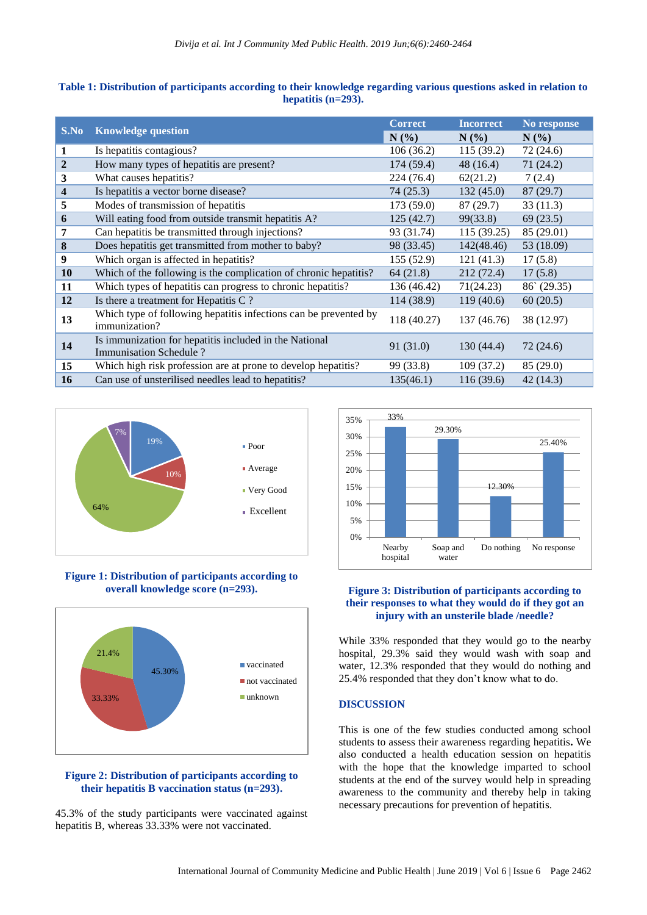**Table 1: Distribution of participants according to their knowledge regarding various questions asked in relation to hepatitis (n=293).**

| S.No | Knowledge question | Correct | Incorrect | No response |
|---|---|---|---|---|
| | | N (%) | N (%) | N (%) |
| 1 | Is hepatitis contagious? | 106 (36.2) | 115 (39.2) | 72 (24.6) |
| 2 | How many types of hepatitis are present? | 174 (59.4) | 48 (16.4) | 71 (24.2) |
| 3 | What causes hepatitis? | 224 (76.4) | 62(21.2) | 7 (2.4) |
| 4 | Is hepatitis a vector borne disease? | 74 (25.3) | 132 (45.0) | 87 (29.7) |
| 5 | Modes of transmission of hepatitis | 173 (59.0) | 87 (29.7) | 33 (11.3) |
| 6 | Will eating food from outside transmit hepatitis A? | 125 (42.7) | 99(33.8) | 69 (23.5) |
| 7 | Can hepatitis be transmitted through injections? | 93 (31.74) | 115 (39.25) | 85 (29.01) |
| 8 | Does hepatitis get transmitted from mother to baby? | 98 (33.45) | 142(48.46) | 53 (18.09) |
| 9 | Which organ is affected in hepatitis? | 155 (52.9) | 121 (41.3) | 17 (5.8) |
| 10 | Which of the following is the complication of chronic hepatitis? | 64 (21.8) | 212 (72.4) | 17 (5.8) |
| 11 | Which types of hepatitis can progress to chronic hepatitis? | 136 (46.42) | 71(24.23) | 86` (29.35) |
| 12 | Is there a treatment for Hepatitis C ? | 114 (38.9) | 119 (40.6) | 60 (20.5) |
| 13 | Which type of following hepatitis infections can be prevented by immunization? | 118 (40.27) | 137 (46.76) | 38 (12.97) |
| 14 | Is immunization for hepatitis included in the National Immunisation Schedule ? | 91 (31.0) | 130 (44.4) | 72 (24.6) |
| 15 | Which high risk profession are at prone to develop hepatitis? | 99 (33.8) | 109 (37.2) | 85 (29.0) |
| 16 | Can use of unsterilised needles lead to hepatitis? | 135(46.1) | 116 (39.6) | 42 (14.3) |

**Figure 1: Distribution of participants according to overall knowledge score (n=293).**

**Figure 2: Distribution of participants according to their hepatitis B vaccination status (n=293).**

45.3% of the study participants were vaccinated against hepatitis B, whereas 33.33% were not vaccinated.

**Figure 3: Distribution of participants according to their responses to what they would do if they got an injury with an unsterile blade /needle?**

While 33% responded that they would go to the nearby hospital, 29.3% said they would wash with soap and water, 12.3% responded that they would do nothing and 25.4% responded that they don't know what to do.

## DISCUSSION

This is one of the few studies conducted among school students to assess their awareness regarding hepatitis**.** We also conducted a health education session on hepatitis with the hope that the knowledge imparted to school students at the end of the survey would help in spreading awareness to the community and thereby help in taking necessary precautions for prevention of hepatitis.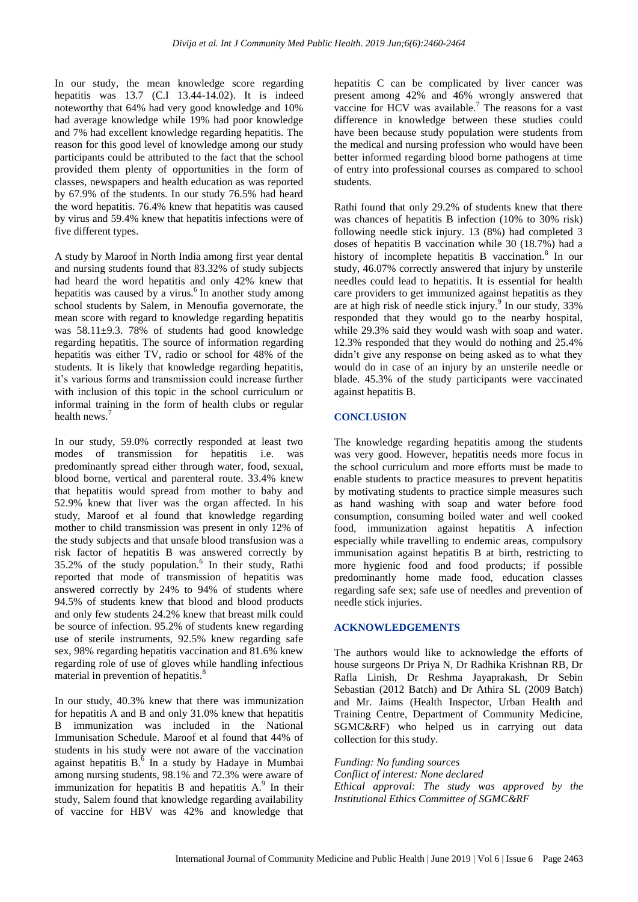In our study, the mean knowledge score regarding hepatitis was 13.7 (C.I 13.44-14.02). It is indeed noteworthy that 64% had very good knowledge and 10% had average knowledge while 19% had poor knowledge and 7% had excellent knowledge regarding hepatitis. The reason for this good level of knowledge among our study participants could be attributed to the fact that the school provided them plenty of opportunities in the form of classes, newspapers and health education as was reported by 67.9% of the students. In our study 76.5% had heard the word hepatitis. 76.4% knew that hepatitis was caused by virus and 59.4% knew that hepatitis infections were of five different types.

A study by Maroof in North India among first year dental and nursing students found that 83.32% of study subjects had heard the word hepatitis and only 42% knew that hepatitis was caused by a virus.[6] In another study among school students by Salem, in Menoufia governorate, the mean score with regard to knowledge regarding hepatitis was 58.11±9.3. 78% of students had good knowledge regarding hepatitis. The source of information regarding hepatitis was either TV, radio or school for 48% of the students. It is likely that knowledge regarding hepatitis, it's various forms and transmission could increase further with inclusion of this topic in the school curriculum or informal training in the form of health clubs or regular health news.[7]

In our study, 59.0% correctly responded at least two modes of transmission for hepatitis i.e. was predominantly spread either through water, food, sexual, blood borne, vertical and parenteral route. 33.4% knew that hepatitis would spread from mother to baby and 52.9% knew that liver was the organ affected. In his study, Maroof et al found that knowledge regarding mother to child transmission was present in only 12% of the study subjects and that unsafe blood transfusion was a risk factor of hepatitis B was answered correctly by 35.2% of the study population.[6] In their study, Rathi reported that mode of transmission of hepatitis was answered correctly by 24% to 94% of students where 94.5% of students knew that blood and blood products and only few students 24.2% knew that breast milk could be source of infection. 95.2% of students knew regarding use of sterile instruments, 92.5% knew regarding safe sex, 98% regarding hepatitis vaccination and 81.6% knew regarding role of use of gloves while handling infectious material in prevention of hepatitis.[8]

In our study, 40.3% knew that there was immunization for hepatitis A and B and only 31.0% knew that hepatitis B immunization was included in the National Immunisation Schedule. Maroof et al found that 44% of students in his study were not aware of the vaccination against hepatitis B.[6] In a study by Hadaye in Mumbai among nursing students, 98.1% and 72.3% were aware of immunization for hepatitis B and hepatitis A.[9] In their study, Salem found that knowledge regarding availability of vaccine for HBV was 42% and knowledge that hepatitis C can be complicated by liver cancer was present among 42% and 46% wrongly answered that vaccine for HCV was available.[7] The reasons for a vast difference in knowledge between these studies could have been because study population were students from the medical and nursing profession who would have been better informed regarding blood borne pathogens at time of entry into professional courses as compared to school students.

Rathi found that only 29.2% of students knew that there was chances of hepatitis B infection (10% to 30% risk) following needle stick injury. 13 (8%) had completed 3 doses of hepatitis B vaccination while 30 (18.7%) had a history of incomplete hepatitis B vaccination.[8] In our study, 46.07% correctly answered that injury by unsterile needles could lead to hepatitis. It is essential for health care providers to get immunized against hepatitis as they are at high risk of needle stick injury.[9] In our study, 33% responded that they would go to the nearby hospital, while 29.3% said they would wash with soap and water. 12.3% responded that they would do nothing and 25.4% didn't give any response on being asked as to what they would do in case of an injury by an unsterile needle or blade. 45.3% of the study participants were vaccinated against hepatitis B.

## CONCLUSION

The knowledge regarding hepatitis among the students was very good. However, hepatitis needs more focus in the school curriculum and more efforts must be made to enable students to practice measures to prevent hepatitis by motivating students to practice simple measures such as hand washing with soap and water before food consumption, consuming boiled water and well cooked food, immunization against hepatitis A infection especially while travelling to endemic areas, compulsory immunisation against hepatitis B at birth, restricting to more hygienic food and food products; if possible predominantly home made food, education classes regarding safe sex; safe use of needles and prevention of needle stick injuries.

## ACKNOWLEDGEMENTS

The authors would like to acknowledge the efforts of house surgeons Dr Priya N, Dr Radhika Krishnan RB, Dr Rafla Linish, Dr Reshma Jayaprakash, Dr Sebin Sebastian (2012 Batch) and Dr Athira SL (2009 Batch) and Mr. Jaims (Health Inspector, Urban Health and Training Centre, Department of Community Medicine, SGMC&RF) who helped us in carrying out data collection for this study.

*Funding: No funding sources*
*Conflict of interest: None declared*
*Ethical approval: The study was approved by the Institutional Ethics Committee of SGMC&RF*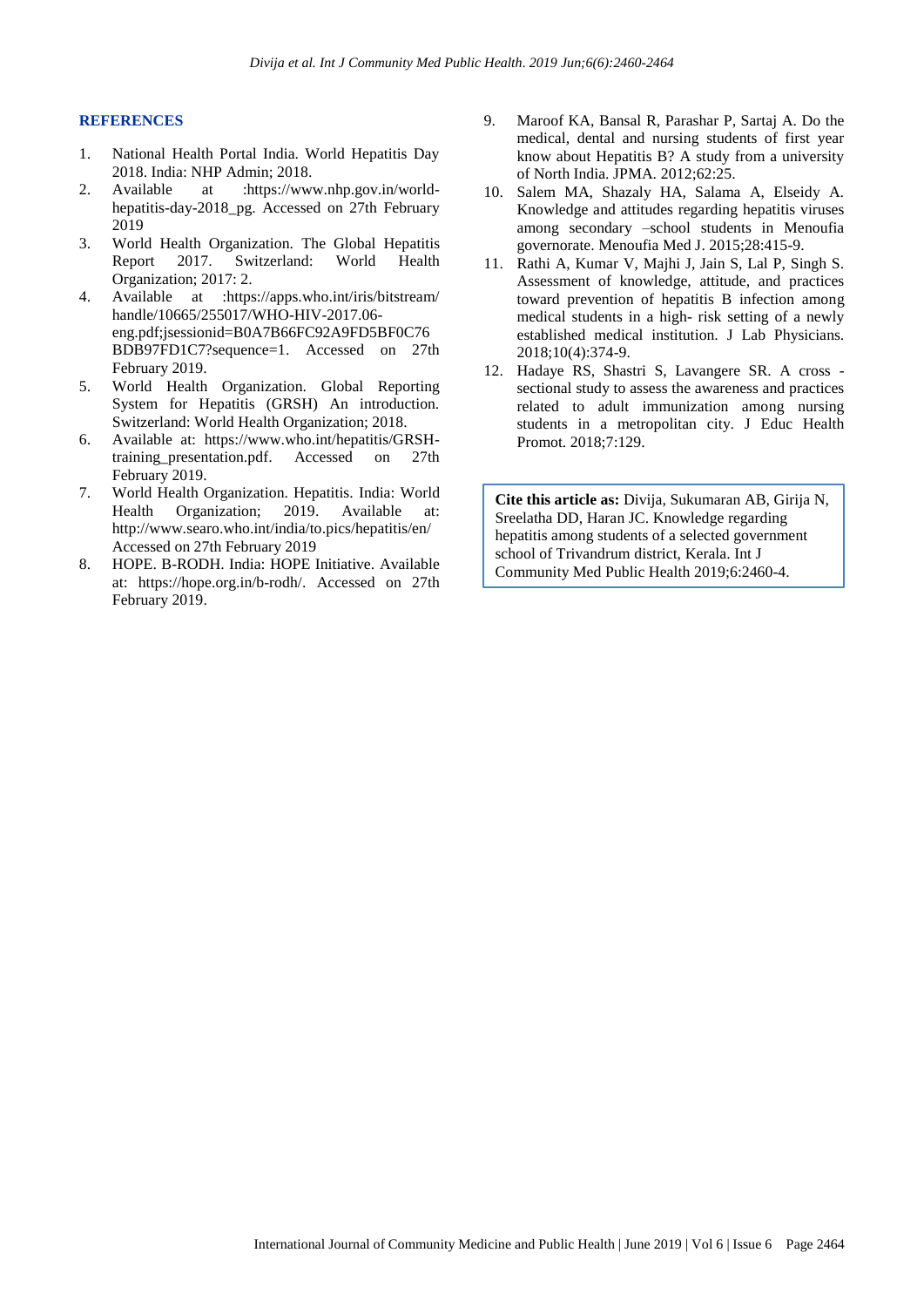## REFERENCES

1. National Health Portal India. World Hepatitis Day 2018. India: NHP Admin; 2018.
2. Available at :https://www.nhp.gov.in/world-hepatitis-day-2018_pg. Accessed on 27th February 2019
3. World Health Organization. The Global Hepatitis Report 2017. Switzerland: World Health Organization; 2017: 2.
4. Available at :https://apps.who.int/iris/bitstream/handle/10665/255017/WHO-HIV-2017.06-eng.pdf;jsessionid=B0A7B66FC92A9FD5BF0C76BDB97FD1C7?sequence=1. Accessed on 27th February 2019.
5. World Health Organization. Global Reporting System for Hepatitis (GRSH) An introduction. Switzerland: World Health Organization; 2018.
6. Available at: https://www.who.int/hepatitis/GRSH-training_presentation.pdf. Accessed on 27th February 2019.
7. World Health Organization. Hepatitis. India: World Health Organization; 2019. Available at: http://www.searo.who.int/india/to.pics/hepatitis/en/ Accessed on 27th February 2019
8. HOPE. B-RODH. India: HOPE Initiative. Available at: https://hope.org.in/b-rodh/. Accessed on 27th February 2019.
9. Maroof KA, Bansal R, Parashar P, Sartaj A. Do the medical, dental and nursing students of first year know about Hepatitis B? A study from a university of North India. JPMA. 2012;62:25.
10. Salem MA, Shazaly HA, Salama A, Elseidy A. Knowledge and attitudes regarding hepatitis viruses among secondary –school students in Menoufia governorate. Menoufia Med J. 2015;28:415-9.
11. Rathi A, Kumar V, Majhi J, Jain S, Lal P, Singh S. Assessment of knowledge, attitude, and practices toward prevention of hepatitis B infection among medical students in a high- risk setting of a newly established medical institution. J Lab Physicians. 2018;10(4):374-9.
12. Hadaye RS, Shastri S, Lavangere SR. A cross -sectional study to assess the awareness and practices related to adult immunization among nursing students in a metropolitan city. J Educ Health Promot. 2018;7:129.

**Cite this article as:** Divija, Sukumaran AB, Girija N, Sreelatha DD, Haran JC. Knowledge regarding hepatitis among students of a selected government school of Trivandrum district, Kerala. Int J Community Med Public Health 2019;6:2460-4.